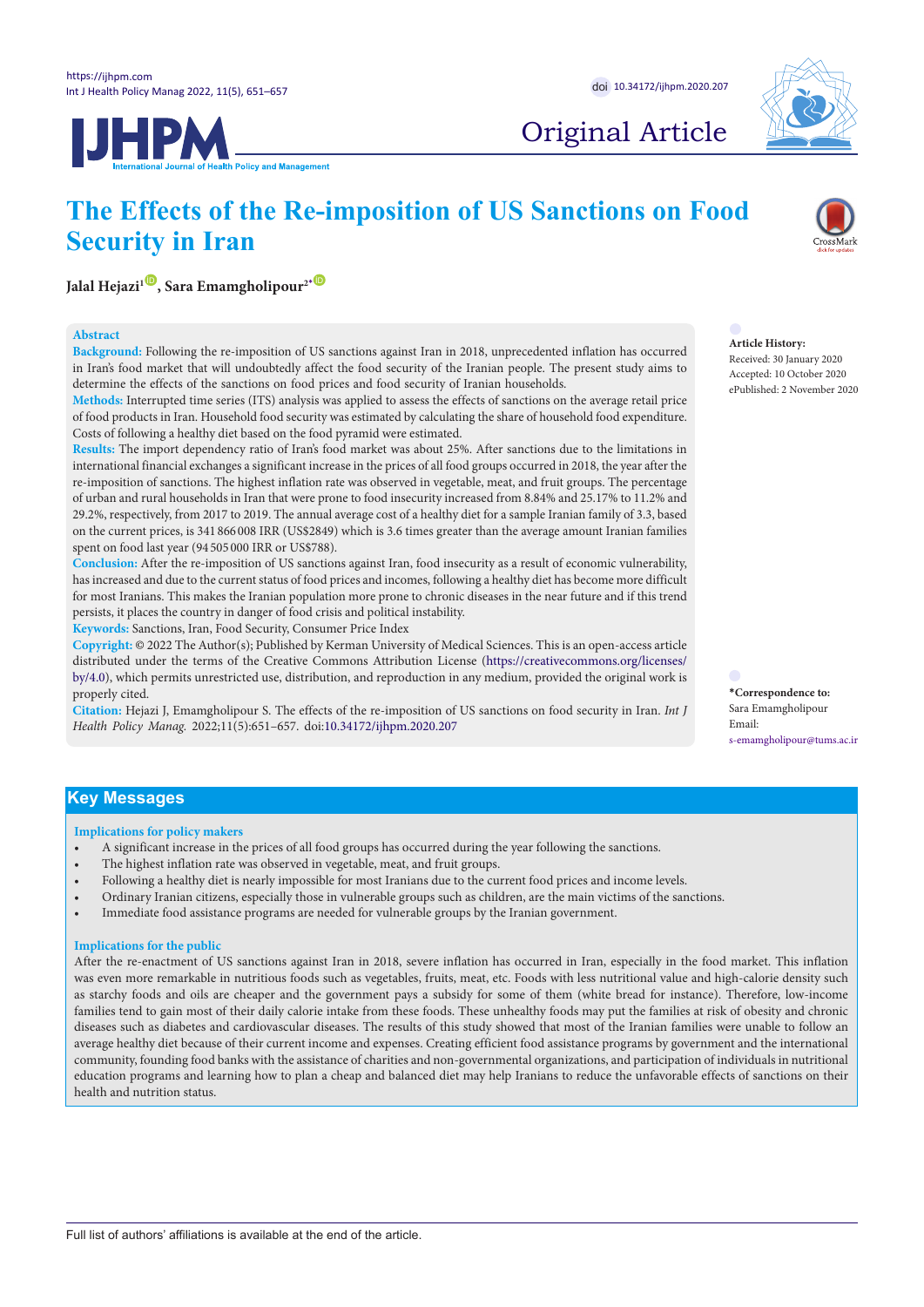Original Article

# The Effects of the Re-imposition of US Sanctions on Food Security in Iran

**Jalal Hejazi[1], Sara Emamgholipour[2*]**

**Abstract**

**Background:** Following the re-imposition of US sanctions against Iran in 2018, unprecedented inflation has occurred in Iran's food market that will undoubtedly affect the food security of the Iranian people. The present study aims to determine the effects of the sanctions on food prices and food security of Iranian households.

**Methods:** Interrupted time series (ITS) analysis was applied to assess the effects of sanctions on the average retail price of food products in Iran. Household food security was estimated by calculating the share of household food expenditure. Costs of following a healthy diet based on the food pyramid were estimated.

**Results:** The import dependency ratio of Iran's food market was about 25%. After sanctions due to the limitations in international financial exchanges a significant increase in the prices of all food groups occurred in 2018, the year after the re-imposition of sanctions. The highest inflation rate was observed in vegetable, meat, and fruit groups. The percentage of urban and rural households in Iran that were prone to food insecurity increased from 8.84% and 25.17% to 11.2% and 29.2%, respectively, from 2017 to 2019. The annual average cost of a healthy diet for a sample Iranian family of 3.3, based on the current prices, is 341 866 008 IRR (US$2849) which is 3.6 times greater than the average amount Iranian families spent on food last year (94 505 000 IRR or US$788).

**Conclusion:** After the re-imposition of US sanctions against Iran, food insecurity as a result of economic vulnerability, has increased and due to the current status of food prices and incomes, following a healthy diet has become more difficult for most Iranians. This makes the Iranian population more prone to chronic diseases in the near future and if this trend persists, it places the country in danger of food crisis and political instability.

**Keywords:** Sanctions, Iran, Food Security, Consumer Price Index

**Copyright:** © 2022 The Author(s); Published by Kerman University of Medical Sciences. This is an open-access article distributed under the terms of the Creative Commons Attribution License (https://creativecommons.org/licenses/by/4.0), which permits unrestricted use, distribution, and reproduction in any medium, provided the original work is properly cited.

**Citation:** Hejazi J, Emamgholipour S. The effects of the re-imposition of US sanctions on food security in Iran. *Int J Health Policy Manag.* 2022;11(5):651–657. doi:10.34172/ijhpm.2020.207

**Article History:**
Received: 30 January 2020
Accepted: 10 October 2020
ePublished: 2 November 2020

**\*Correspondence to:**
Sara Emamgholipour
Email: s-emamgholipour@tums.ac.ir

## Key Messages

**Implications for policy makers**

- A significant increase in the prices of all food groups has occurred during the year following the sanctions.
- The highest inflation rate was observed in vegetable, meat, and fruit groups.
- Following a healthy diet is nearly impossible for most Iranians due to the current food prices and income levels.
- Ordinary Iranian citizens, especially those in vulnerable groups such as children, are the main victims of the sanctions.
- Immediate food assistance programs are needed for vulnerable groups by the Iranian government.

**Implications for the public**

After the re-enactment of US sanctions against Iran in 2018, severe inflation has occurred in Iran, especially in the food market. This inflation was even more remarkable in nutritious foods such as vegetables, fruits, meat, etc. Foods with less nutritional value and high-calorie density such as starchy foods and oils are cheaper and the government pays a subsidy for some of them (white bread for instance). Therefore, low-income families tend to gain most of their daily calorie intake from these foods. These unhealthy foods may put the families at risk of obesity and chronic diseases such as diabetes and cardiovascular diseases. The results of this study showed that most of the Iranian families were unable to follow an average healthy diet because of their current income and expenses. Creating efficient food assistance programs by government and the international community, founding food banks with the assistance of charities and non-governmental organizations, and participation of individuals in nutritional education programs and learning how to plan a cheap and balanced diet may help Iranians to reduce the unfavorable effects of sanctions on their health and nutrition status.

Full list of authors' affiliations is available at the end of the article.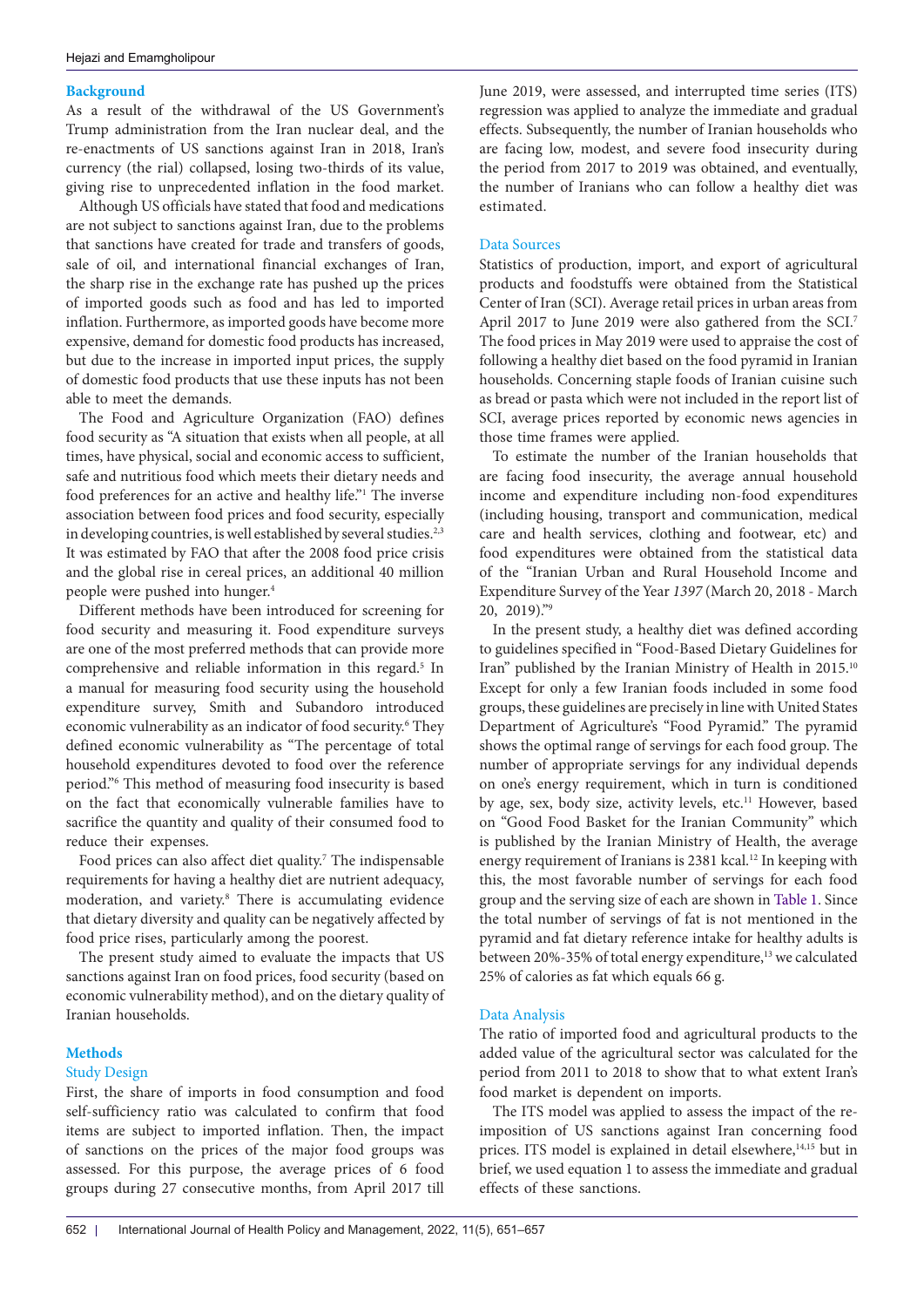## Background

As a result of the withdrawal of the US Government's Trump administration from the Iran nuclear deal, and the re-enactments of US sanctions against Iran in 2018, Iran's currency (the rial) collapsed, losing two-thirds of its value, giving rise to unprecedented inflation in the food market.

Although US officials have stated that food and medications are not subject to sanctions against Iran, due to the problems that sanctions have created for trade and transfers of goods, sale of oil, and international financial exchanges of Iran, the sharp rise in the exchange rate has pushed up the prices of imported goods such as food and has led to imported inflation. Furthermore, as imported goods have become more expensive, demand for domestic food products has increased, but due to the increase in imported input prices, the supply of domestic food products that use these inputs has not been able to meet the demands.

The Food and Agriculture Organization (FAO) defines food security as "A situation that exists when all people, at all times, have physical, social and economic access to sufficient, safe and nutritious food which meets their dietary needs and food preferences for an active and healthy life."[1] The inverse association between food prices and food security, especially in developing countries, is well established by several studies.[2,3] It was estimated by FAO that after the 2008 food price crisis and the global rise in cereal prices, an additional 40 million people were pushed into hunger.[4]

Different methods have been introduced for screening for food security and measuring it. Food expenditure surveys are one of the most preferred methods that can provide more comprehensive and reliable information in this regard.[5] In a manual for measuring food security using the household expenditure survey, Smith and Subandoro introduced economic vulnerability as an indicator of food security.[6] They defined economic vulnerability as "The percentage of total household expenditures devoted to food over the reference period."[6] This method of measuring food insecurity is based on the fact that economically vulnerable families have to sacrifice the quantity and quality of their consumed food to reduce their expenses.

Food prices can also affect diet quality.[7] The indispensable requirements for having a healthy diet are nutrient adequacy, moderation, and variety.[8] There is accumulating evidence that dietary diversity and quality can be negatively affected by food price rises, particularly among the poorest.

The present study aimed to evaluate the impacts that US sanctions against Iran on food prices, food security (based on economic vulnerability method), and on the dietary quality of Iranian households.

## Methods

### Study Design

First, the share of imports in food consumption and food self-sufficiency ratio was calculated to confirm that food items are subject to imported inflation. Then, the impact of sanctions on the prices of the major food groups was assessed. For this purpose, the average prices of 6 food groups during 27 consecutive months, from April 2017 till June 2019, were assessed, and interrupted time series (ITS) regression was applied to analyze the immediate and gradual effects. Subsequently, the number of Iranian households who are facing low, modest, and severe food insecurity during the period from 2017 to 2019 was obtained, and eventually, the number of Iranians who can follow a healthy diet was estimated.

### Data Sources

Statistics of production, import, and export of agricultural products and foodstuffs were obtained from the Statistical Center of Iran (SCI). Average retail prices in urban areas from April 2017 to June 2019 were also gathered from the SCI.[7] The food prices in May 2019 were used to appraise the cost of following a healthy diet based on the food pyramid in Iranian households. Concerning staple foods of Iranian cuisine such as bread or pasta which were not included in the report list of SCI, average prices reported by economic news agencies in those time frames were applied.

To estimate the number of the Iranian households that are facing food insecurity, the average annual household income and expenditure including non-food expenditures (including housing, transport and communication, medical care and health services, clothing and footwear, etc) and food expenditures were obtained from the statistical data of the "Iranian Urban and Rural Household Income and Expenditure Survey of the Year *1397* (March 20, 2018 - March 20, 2019)."[9]

In the present study, a healthy diet was defined according to guidelines specified in "Food-Based Dietary Guidelines for Iran" published by the Iranian Ministry of Health in 2015.[10] Except for only a few Iranian foods included in some food groups, these guidelines are precisely in line with United States Department of Agriculture's "Food Pyramid." The pyramid shows the optimal range of servings for each food group. The number of appropriate servings for any individual depends on one's energy requirement, which in turn is conditioned by age, sex, body size, activity levels, etc.[11] However, based on "Good Food Basket for the Iranian Community" which is published by the Iranian Ministry of Health, the average energy requirement of Iranians is 2381 kcal.[12] In keeping with this, the most favorable number of servings for each food group and the serving size of each are shown in Table 1. Since the total number of servings of fat is not mentioned in the pyramid and fat dietary reference intake for healthy adults is between 20%-35% of total energy expenditure,[13] we calculated 25% of calories as fat which equals 66 g.

### Data Analysis

The ratio of imported food and agricultural products to the added value of the agricultural sector was calculated for the period from 2011 to 2018 to show that to what extent Iran's food market is dependent on imports.

The ITS model was applied to assess the impact of the re-imposition of US sanctions against Iran concerning food prices. ITS model is explained in detail elsewhere,[14,15] but in brief, we used equation 1 to assess the immediate and gradual effects of these sanctions.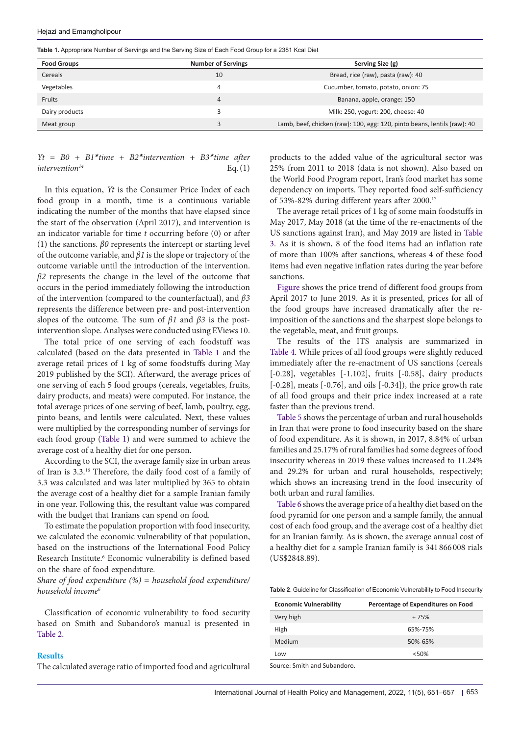Table 1. Appropriate Number of Servings and the Serving Size of Each Food Group for a 2381 Kcal Diet

| Food Groups | Number of Servings | Serving Size (g) |
| --- | --- | --- |
| Cereals | 10 | Bread, rice (raw), pasta (raw): 40 |
| Vegetables | 4 | Cucumber, tomato, potato, onion: 75 |
| Fruits | 4 | Banana, apple, orange: 150 |
| Dairy products | 3 | Milk: 250, yogurt: 200, cheese: 40 |
| Meat group | 3 | Lamb, beef, chicken (raw): 100, egg: 120, pinto beans, lentils (raw): 40 |

$$Yt = B0 + B1*time + B2*intervention + B3*time\ after\ intervention \quad \text{Eq. (1)}$$

*Yt = B0 + B1*time + B2*intervention + B3*time after intervention*[14] Eq. (1)

In this equation, *Yt* is the Consumer Price Index of each food group in a month, time is a continuous variable indicating the number of the months that have elapsed since the start of the observation (April 2017), and intervention is an indicator variable for time *t* occurring before (0) or after (1) the sanctions. $\beta 0$ represents the intercept or starting level of the outcome variable, and $\beta 1$ is the slope or trajectory of the outcome variable until the introduction of the intervention. $\beta 2$ represents the change in the level of the outcome that occurs in the period immediately following the introduction of the intervention (compared to the counterfactual), and $\beta 3$ represents the difference between pre- and post-intervention slopes of the outcome. The sum of $\beta 1$ and $\beta 3$ is the post-intervention slope. Analyses were conducted using EViews 10.

The total price of one serving of each foodstuff was calculated (based on the data presented in Table 1 and the average retail prices of 1 kg of some foodstuffs during May 2019 published by the SCI). Afterward, the average prices of one serving of each 5 food groups (cereals, vegetables, fruits, dairy products, and meats) were computed. For instance, the total average prices of one serving of beef, lamb, poultry, egg, pinto beans, and lentils were calculated. Next, these values were multiplied by the corresponding number of servings for each food group (Table 1) and were summed to achieve the average cost of a healthy diet for one person.

According to the SCI, the average family size in urban areas of Iran is 3.3.[16] Therefore, the daily food cost of a family of 3.3 was calculated and was later multiplied by 365 to obtain the average cost of a healthy diet for a sample Iranian family in one year. Following this, the resultant value was compared with the budget that Iranians can spend on food.

To estimate the population proportion with food insecurity, we calculated the economic vulnerability of that population, based on the instructions of the International Food Policy Research Institute.[6] Economic vulnerability is defined based on the share of food expenditure.

*Share of food expenditure (%) = household food expenditure/ household income*[6]

Classification of economic vulnerability to food security based on Smith and Subandoro's manual is presented in Table 2.

## Results

The calculated average ratio of imported food and agricultural products to the added value of the agricultural sector was 25% from 2011 to 2018 (data is not shown). Also based on the World Food Program report, Iran's food market has some dependency on imports. They reported food self-sufficiency of 53%-82% during different years after 2000.[17]

The average retail prices of 1 kg of some main foodstuffs in May 2017, May 2018 (at the time of the re-enactments of the US sanctions against Iran), and May 2019 are listed in Table 3. As it is shown, 8 of the food items had an inflation rate of more than 100% after sanctions, whereas 4 of these food items had even negative inflation rates during the year before sanctions.

Figure shows the price trend of different food groups from April 2017 to June 2019. As it is presented, prices for all of the food groups have increased dramatically after the re-imposition of the sanctions and the sharpest slope belongs to the vegetable, meat, and fruit groups.

The results of the ITS analysis are summarized in Table 4. While prices of all food groups were slightly reduced immediately after the re-enactment of US sanctions (cereals [-0.28], vegetables [-1.102], fruits [-0.58], dairy products [-0.28], meats [-0.76], and oils [-0.34]), the price growth rate of all food groups and their price index increased at a rate faster than the previous trend.

Table 5 shows the percentage of urban and rural households in Iran that were prone to food insecurity based on the share of food expenditure. As it is shown, in 2017, 8.84% of urban families and 25.17% of rural families had some degrees of food insecurity whereas in 2019 these values increased to 11.24% and 29.2% for urban and rural households, respectively; which shows an increasing trend in the food insecurity of both urban and rural families.

Table 6 shows the average price of a healthy diet based on the food pyramid for one person and a sample family, the annual cost of each food group, and the average cost of a healthy diet for an Iranian family. As is shown, the average annual cost of a healthy diet for a sample Iranian family is 341 866 008 rials (US$2848.89).

Table 2. Guideline for Classification of Economic Vulnerability to Food Insecurity

| Economic Vulnerability | Percentage of Expenditures on Food |
| --- | --- |
| Very high | + 75% |
| High | 65%-75% |
| Medium | 50%-65% |
| Low | <50% |

Source: Smith and Subandoro.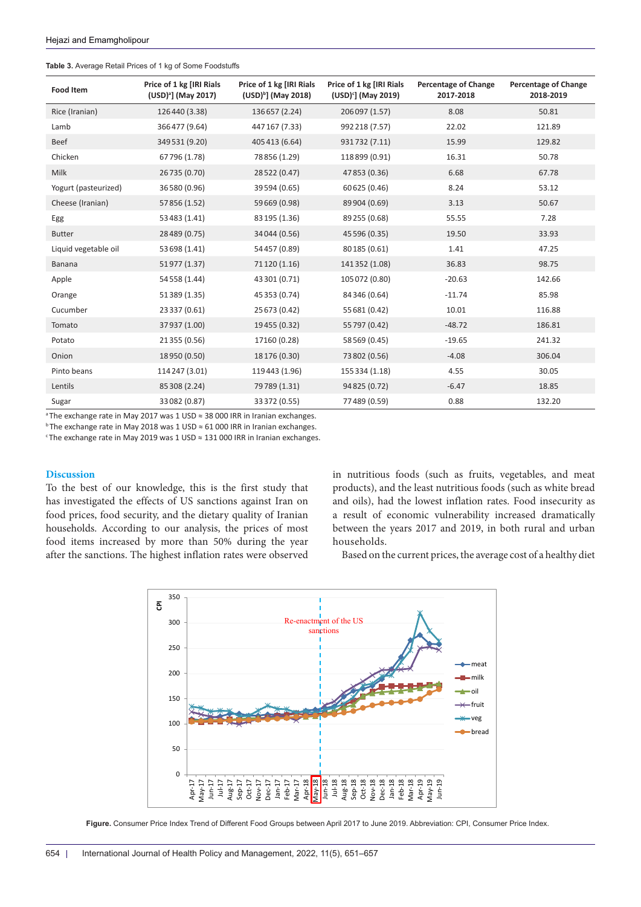**Table 3.** Average Retail Prices of 1 kg of Some Foodstuffs

| Food Item | Price of 1 kg [IRI Rials (USD)[a]] (May 2017) | Price of 1 kg [IRI Rials (USD)[b]] (May 2018) | Price of 1 kg [IRI Rials (USD)[c]] (May 2019) | Percentage of Change 2017-2018 | Percentage of Change 2018-2019 |
|---|---|---|---|---|---|
| Rice (Iranian) | 126 440 (3.38) | 136 657 (2.24) | 206 097 (1.57) | 8.08 | 50.81 |
| Lamb | 366 477 (9.64) | 447 167 (7.33) | 992 218 (7.57) | 22.02 | 121.89 |
| Beef | 349 531 (9.20) | 405 413 (6.64) | 931 732 (7.11) | 15.99 | 129.82 |
| Chicken | 67 796 (1.78) | 78 856 (1.29) | 118 899 (0.91) | 16.31 | 50.78 |
| Milk | 26 735 (0.70) | 28 522 (0.47) | 47 853 (0.36) | 6.68 | 67.78 |
| Yogurt (pasteurized) | 36 580 (0.96) | 39 594 (0.65) | 60 625 (0.46) | 8.24 | 53.12 |
| Cheese (Iranian) | 57 856 (1.52) | 59 669 (0.98) | 89 904 (0.69) | 3.13 | 50.67 |
| Egg | 53 483 (1.41) | 83 195 (1.36) | 89 255 (0.68) | 55.55 | 7.28 |
| Butter | 28 489 (0.75) | 34 044 (0.56) | 45 596 (0.35) | 19.50 | 33.93 |
| Liquid vegetable oil | 53 698 (1.41) | 54 457 (0.89) | 80 185 (0.61) | 1.41 | 47.25 |
| Banana | 51 977 (1.37) | 71 120 (1.16) | 141 352 (1.08) | 36.83 | 98.75 |
| Apple | 54 558 (1.44) | 43 301 (0.71) | 105 072 (0.80) | -20.63 | 142.66 |
| Orange | 51 389 (1.35) | 45 353 (0.74) | 84 346 (0.64) | -11.74 | 85.98 |
| Cucumber | 23 337 (0.61) | 25 673 (0.42) | 55 681 (0.42) | 10.01 | 116.88 |
| Tomato | 37 937 (1.00) | 19 455 (0.32) | 55 797 (0.42) | -48.72 | 186.81 |
| Potato | 21 355 (0.56) | 17160 (0.28) | 58 569 (0.45) | -19.65 | 241.32 |
| Onion | 18 950 (0.50) | 18 176 (0.30) | 73 802 (0.56) | -4.08 | 306.04 |
| Pinto beans | 114 247 (3.01) | 119 443 (1.96) | 155 334 (1.18) | 4.55 | 30.05 |
| Lentils | 85 308 (2.24) | 79 789 (1.31) | 94 825 (0.72) | -6.47 | 18.85 |
| Sugar | 33 082 (0.87) | 33 372 (0.55) | 77 489 (0.59) | 0.88 | 132.20 |

[a] The exchange rate in May 2017 was 1 USD ≈ 38 000 IRR in Iranian exchanges.
[b] The exchange rate in May 2018 was 1 USD ≈ 61 000 IRR in Iranian exchanges.
[c] The exchange rate in May 2019 was 1 USD ≈ 131 000 IRR in Iranian exchanges.

## Discussion

To the best of our knowledge, this is the first study that has investigated the effects of US sanctions against Iran on food prices, food security, and the dietary quality of Iranian households. According to our analysis, the prices of most food items increased by more than 50% during the year after the sanctions. The highest inflation rates were observed in nutritious foods (such as fruits, vegetables, and meat products), and the least nutritious foods (such as white bread and oils), had the lowest inflation rates. Food insecurity as a result of economic vulnerability increased dramatically between the years 2017 and 2019, in both rural and urban households.

Based on the current prices, the average cost of a healthy diet

**Figure.** Consumer Price Index Trend of Different Food Groups between April 2017 to June 2019. Abbreviation: CPI, Consumer Price Index.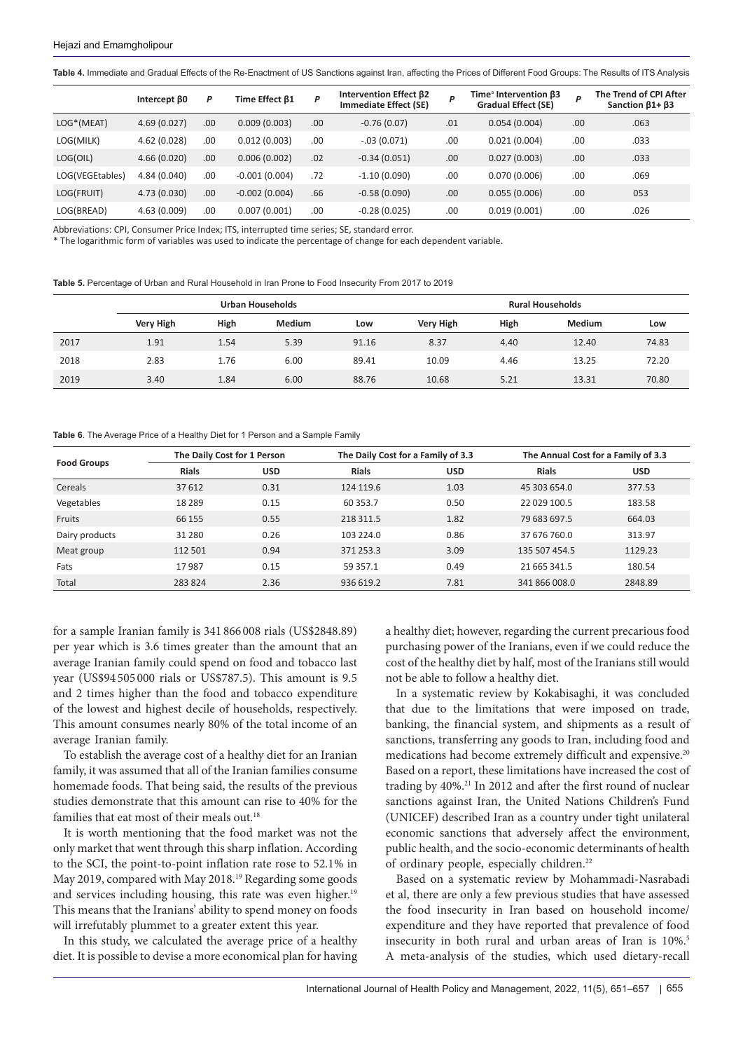**Table 4.** Immediate and Gradual Effects of the Re-Enactment of US Sanctions against Iran, affecting the Prices of Different Food Groups: The Results of ITS Analysis

| | Intercept β0 | P | Time Effect β1 | P | Intervention Effect β2 Immediate Effect (SE) | P | Time[a] Intervention β3 Gradual Effect (SE) | P | The Trend of CPI After Sanction β1+ β3 |
|---|---|---|---|---|---|---|---|---|---|
| LOG*(MEAT) | 4.69 (0.027) | .00 | 0.009 (0.003) | .00 | -0.76 (0.07) | .01 | 0.054 (0.004) | .00 | .063 |
| LOG(MILK) | 4.62 (0.028) | .00 | 0.012 (0.003) | .00 | -.03 (0.071) | .00 | 0.021 (0.004) | .00 | .033 |
| LOG(OIL) | 4.66 (0.020) | .00 | 0.006 (0.002) | .02 | -0.34 (0.051) | .00 | 0.027 (0.003) | .00 | .033 |
| LOG(VEGEtables) | 4.84 (0.040) | .00 | -0.001 (0.004) | .72 | -1.10 (0.090) | .00 | 0.070 (0.006) | .00 | .069 |
| LOG(FRUIT) | 4.73 (0.030) | .00 | -0.002 (0.004) | .66 | -0.58 (0.090) | .00 | 0.055 (0.006) | .00 | 053 |
| LOG(BREAD) | 4.63 (0.009) | .00 | 0.007 (0.001) | .00 | -0.28 (0.025) | .00 | 0.019 (0.001) | .00 | .026 |

Abbreviations: CPI, Consumer Price Index; ITS, interrupted time series; SE, standard error.
\* The logarithmic form of variables was used to indicate the percentage of change for each dependent variable.

**Table 5.** Percentage of Urban and Rural Household in Iran Prone to Food Insecurity From 2017 to 2019

| | Urban Households | | | | Rural Households | | | |
|---|---|---|---|---|---|---|---|---|
| | Very High | High | Medium | Low | Very High | High | Medium | Low |
| 2017 | 1.91 | 1.54 | 5.39 | 91.16 | 8.37 | 4.40 | 12.40 | 74.83 |
| 2018 | 2.83 | 1.76 | 6.00 | 89.41 | 10.09 | 4.46 | 13.25 | 72.20 |
| 2019 | 3.40 | 1.84 | 6.00 | 88.76 | 10.68 | 5.21 | 13.31 | 70.80 |

**Table 6**. The Average Price of a Healthy Diet for 1 Person and a Sample Family

| Food Groups | The Daily Cost for 1 Person | | The Daily Cost for a Family of 3.3 | | The Annual Cost for a Family of 3.3 | |
|---|---|---|---|---|---|---|
| | Rials | USD | Rials | USD | Rials | USD |
| Cereals | 37 612 | 0.31 | 124 119.6 | 1.03 | 45 303 654.0 | 377.53 |
| Vegetables | 18 289 | 0.15 | 60 353.7 | 0.50 | 22 029 100.5 | 183.58 |
| Fruits | 66 155 | 0.55 | 218 311.5 | 1.82 | 79 683 697.5 | 664.03 |
| Dairy products | 31 280 | 0.26 | 103 224.0 | 0.86 | 37 676 760.0 | 313.97 |
| Meat group | 112 501 | 0.94 | 371 253.3 | 3.09 | 135 507 454.5 | 1129.23 |
| Fats | 17 987 | 0.15 | 59 357.1 | 0.49 | 21 665 341.5 | 180.54 |
| Total | 283 824 | 2.36 | 936 619.2 | 7.81 | 341 866 008.0 | 2848.89 |

for a sample Iranian family is 341 866 008 rials (US$2848.89) per year which is 3.6 times greater than the amount that an average Iranian family could spend on food and tobacco last year (US$94 505 000 rials or US$787.5). This amount is 9.5 and 2 times higher than the food and tobacco expenditure of the lowest and highest decile of households, respectively. This amount consumes nearly 80% of the total income of an average Iranian family.

To establish the average cost of a healthy diet for an Iranian family, it was assumed that all of the Iranian families consume homemade foods. That being said, the results of the previous studies demonstrate that this amount can rise to 40% for the families that eat most of their meals out.[18]

It is worth mentioning that the food market was not the only market that went through this sharp inflation. According to the SCI, the point-to-point inflation rate rose to 52.1% in May 2019, compared with May 2018.[19] Regarding some goods and services including housing, this rate was even higher.[19] This means that the Iranians' ability to spend money on foods will irrefutably plummet to a greater extent this year.

In this study, we calculated the average price of a healthy diet. It is possible to devise a more economical plan for having a healthy diet; however, regarding the current precarious food purchasing power of the Iranians, even if we could reduce the cost of the healthy diet by half, most of the Iranians still would not be able to follow a healthy diet.

In a systematic review by Kokabisaghi, it was concluded that due to the limitations that were imposed on trade, banking, the financial system, and shipments as a result of sanctions, transferring any goods to Iran, including food and medications had become extremely difficult and expensive.[20] Based on a report, these limitations have increased the cost of trading by 40%.[21] In 2012 and after the first round of nuclear sanctions against Iran, the United Nations Children's Fund (UNICEF) described Iran as a country under tight unilateral economic sanctions that adversely affect the environment, public health, and the socio-economic determinants of health of ordinary people, especially children.[22]

Based on a systematic review by Mohammadi-Nasrabadi et al, there are only a few previous studies that have assessed the food insecurity in Iran based on household income/expenditure and they have reported that prevalence of food insecurity in both rural and urban areas of Iran is 10%.[5] A meta-analysis of the studies, which used dietary-recall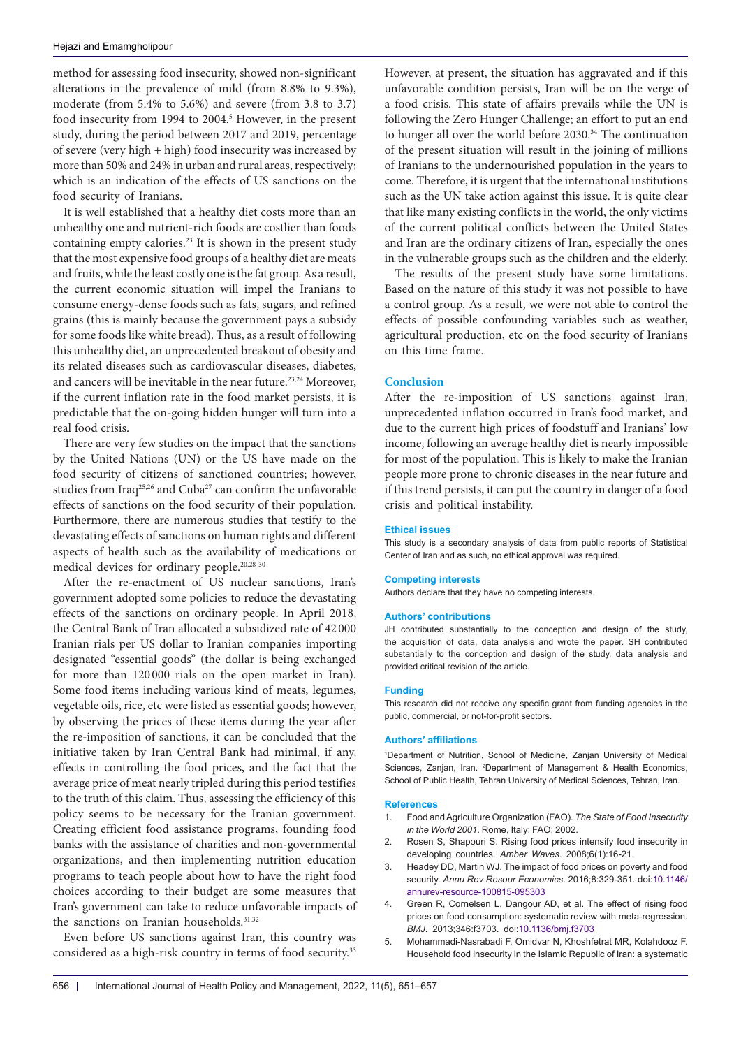method for assessing food insecurity, showed non-significant alterations in the prevalence of mild (from 8.8% to 9.3%), moderate (from 5.4% to 5.6%) and severe (from 3.8 to 3.7) food insecurity from 1994 to 2004.[5] However, in the present study, during the period between 2017 and 2019, percentage of severe (very high + high) food insecurity was increased by more than 50% and 24% in urban and rural areas, respectively; which is an indication of the effects of US sanctions on the food security of Iranians.

It is well established that a healthy diet costs more than an unhealthy one and nutrient-rich foods are costlier than foods containing empty calories.[23] It is shown in the present study that the most expensive food groups of a healthy diet are meats and fruits, while the least costly one is the fat group. As a result, the current economic situation will impel the Iranians to consume energy-dense foods such as fats, sugars, and refined grains (this is mainly because the government pays a subsidy for some foods like white bread). Thus, as a result of following this unhealthy diet, an unprecedented breakout of obesity and its related diseases such as cardiovascular diseases, diabetes, and cancers will be inevitable in the near future.[23,24] Moreover, if the current inflation rate in the food market persists, it is predictable that the on-going hidden hunger will turn into a real food crisis.

There are very few studies on the impact that the sanctions by the United Nations (UN) or the US have made on the food security of citizens of sanctioned countries; however, studies from Iraq[25,26] and Cuba[27] can confirm the unfavorable effects of sanctions on the food security of their population. Furthermore, there are numerous studies that testify to the devastating effects of sanctions on human rights and different aspects of health such as the availability of medications or medical devices for ordinary people.[20,28-30]

After the re-enactment of US nuclear sanctions, Iran's government adopted some policies to reduce the devastating effects of the sanctions on ordinary people. In April 2018, the Central Bank of Iran allocated a subsidized rate of 42 000 Iranian rials per US dollar to Iranian companies importing designated "essential goods" (the dollar is being exchanged for more than 120 000 rials on the open market in Iran). Some food items including various kind of meats, legumes, vegetable oils, rice, etc were listed as essential goods; however, by observing the prices of these items during the year after the re-imposition of sanctions, it can be concluded that the initiative taken by Iran Central Bank had minimal, if any, effects in controlling the food prices, and the fact that the average price of meat nearly tripled during this period testifies to the truth of this claim. Thus, assessing the efficiency of this policy seems to be necessary for the Iranian government. Creating efficient food assistance programs, founding food banks with the assistance of charities and non-governmental organizations, and then implementing nutrition education programs to teach people about how to have the right food choices according to their budget are some measures that Iran's government can take to reduce unfavorable impacts of the sanctions on Iranian households.[31,32]

Even before US sanctions against Iran, this country was considered as a high-risk country in terms of food security.[33] However, at present, the situation has aggravated and if this unfavorable condition persists, Iran will be on the verge of a food crisis. This state of affairs prevails while the UN is following the Zero Hunger Challenge; an effort to put an end to hunger all over the world before 2030.[34] The continuation of the present situation will result in the joining of millions of Iranians to the undernourished population in the years to come. Therefore, it is urgent that the international institutions such as the UN take action against this issue. It is quite clear that like many existing conflicts in the world, the only victims of the current political conflicts between the United States and Iran are the ordinary citizens of Iran, especially the ones in the vulnerable groups such as the children and the elderly.

The results of the present study have some limitations. Based on the nature of this study it was not possible to have a control group. As a result, we were not able to control the effects of possible confounding variables such as weather, agricultural production, etc on the food security of Iranians on this time frame.

## Conclusion

After the re-imposition of US sanctions against Iran, unprecedented inflation occurred in Iran's food market, and due to the current high prices of foodstuff and Iranians' low income, following an average healthy diet is nearly impossible for most of the population. This is likely to make the Iranian people more prone to chronic diseases in the near future and if this trend persists, it can put the country in danger of a food crisis and political instability.

### Ethical issues

This study is a secondary analysis of data from public reports of Statistical Center of Iran and as such, no ethical approval was required.

### Competing interests

Authors declare that they have no competing interests.

### Authors' contributions

JH contributed substantially to the conception and design of the study, the acquisition of data, data analysis and wrote the paper. SH contributed substantially to the conception and design of the study, data analysis and provided critical revision of the article.

### Funding

This research did not receive any specific grant from funding agencies in the public, commercial, or not-for-profit sectors.

### Authors' affiliations

[1]Department of Nutrition, School of Medicine, Zanjan University of Medical Sciences, Zanjan, Iran. [2]Department of Management & Health Economics, School of Public Health, Tehran University of Medical Sciences, Tehran, Iran.

### References

1. Food and Agriculture Organization (FAO). *The State of Food Insecurity in the World 2001*. Rome, Italy: FAO; 2002.
2. Rosen S, Shapouri S. Rising food prices intensify food insecurity in developing countries. *Amber Waves*. 2008;6(1):16-21.
3. Headey DD, Martin WJ. The impact of food prices on poverty and food security. *Annu Rev Resour Economics*. 2016;8:329-351. doi:10.1146/annurev-resource-100815-095303
4. Green R, Cornelsen L, Dangour AD, et al. The effect of rising food prices on food consumption: systematic review with meta-regression. *BMJ*. 2013;346:f3703. doi:10.1136/bmj.f3703
5. Mohammadi-Nasrabadi F, Omidvar N, Khoshfetrat MR, Kolahdooz F. Household food insecurity in the Islamic Republic of Iran: a systematic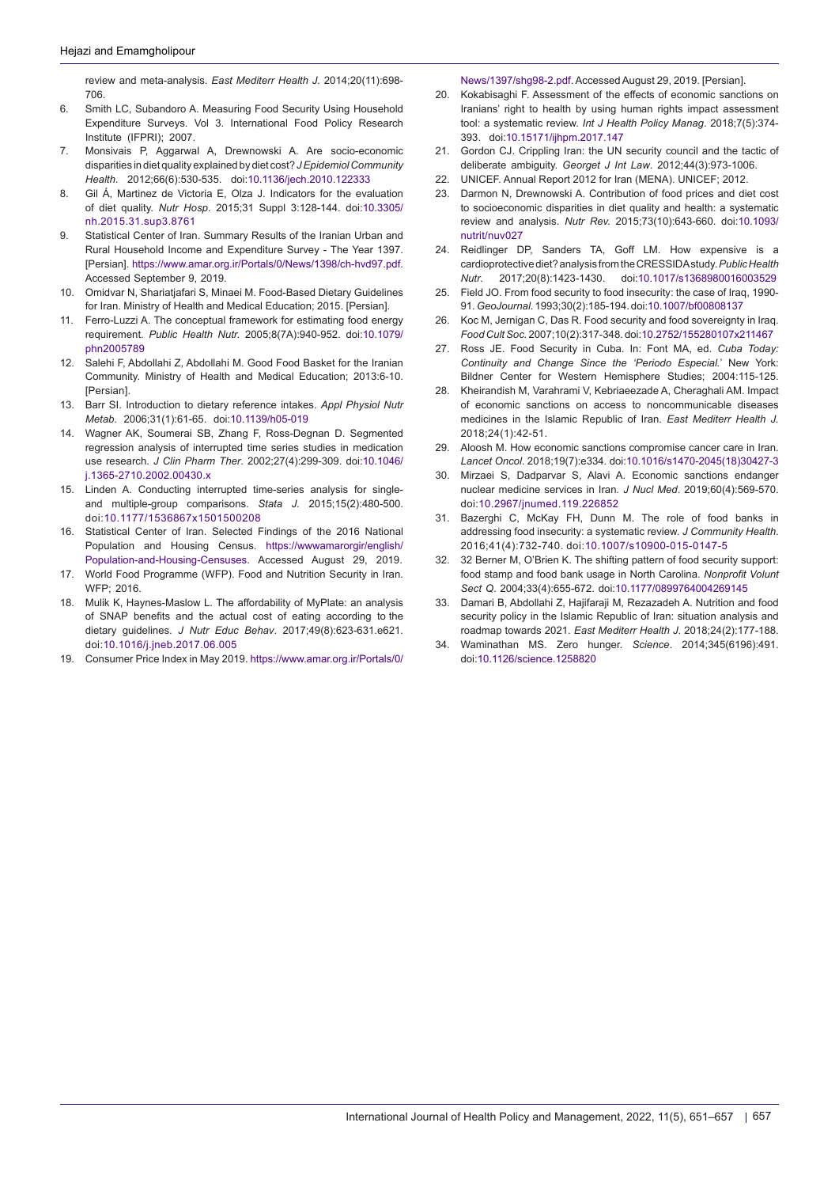review and meta-analysis. *East Mediterr Health J*. 2014;20(11):698-706.

6. Smith LC, Subandoro A. Measuring Food Security Using Household Expenditure Surveys. Vol 3. International Food Policy Research Institute (IFPRI); 2007.
7. Monsivais P, Aggarwal A, Drewnowski A. Are socio-economic disparities in diet quality explained by diet cost? *J Epidemiol Community Health*. 2012;66(6):530-535. doi:10.1136/jech.2010.122333
8. Gil Á, Martinez de Victoria E, Olza J. Indicators for the evaluation of diet quality. *Nutr Hosp*. 2015;31 Suppl 3:128-144. doi:10.3305/nh.2015.31.sup3.8761
9. Statistical Center of Iran. Summary Results of the Iranian Urban and Rural Household Income and Expenditure Survey - The Year 1397. [Persian]. https://www.amar.org.ir/Portals/0/News/1398/ch-hvd97.pdf. Accessed September 9, 2019.
10. Omidvar N, Shariatjafari S, Minaei M. Food-Based Dietary Guidelines for Iran. Ministry of Health and Medical Education; 2015. [Persian].
11. Ferro-Luzzi A. The conceptual framework for estimating food energy requirement. *Public Health Nutr*. 2005;8(7A):940-952. doi:10.1079/phn2005789
12. Salehi F, Abdollahi Z, Abdollahi M. Good Food Basket for the Iranian Community. Ministry of Health and Medical Education; 2013:6-10. [Persian].
13. Barr SI. Introduction to dietary reference intakes. *Appl Physiol Nutr Metab*. 2006;31(1):61-65. doi:10.1139/h05-019
14. Wagner AK, Soumerai SB, Zhang F, Ross-Degnan D. Segmented regression analysis of interrupted time series studies in medication use research. *J Clin Pharm Ther*. 2002;27(4):299-309. doi:10.1046/j.1365-2710.2002.00430.x
15. Linden A. Conducting interrupted time-series analysis for single- and multiple-group comparisons. *Stata J*. 2015;15(2):480-500. doi:10.1177/1536867x1501500208
16. Statistical Center of Iran. Selected Findings of the 2016 National Population and Housing Census. https://wwwamarorgir/english/Population-and-Housing-Censuses. Accessed August 29, 2019.
17. World Food Programme (WFP). Food and Nutrition Security in Iran. WFP; 2016.
18. Mulik K, Haynes-Maslow L. The affordability of MyPlate: an analysis of SNAP benefits and the actual cost of eating according to the dietary guidelines. *J Nutr Educ Behav*. 2017;49(8):623-631.e621. doi:10.1016/j.jneb.2017.06.005
19. Consumer Price Index in May 2019. https://www.amar.org.ir/Portals/0/News/1397/shg98-2.pdf. Accessed August 29, 2019. [Persian].
20. Kokabisaghi F. Assessment of the effects of economic sanctions on Iranians' right to health by using human rights impact assessment tool: a systematic review. *Int J Health Policy Manag*. 2018;7(5):374-393. doi:10.15171/ijhpm.2017.147
21. Gordon CJ. Crippling Iran: the UN security council and the tactic of deliberate ambiguity. *Georget J Int Law*. 2012;44(3):973-1006.
22. UNICEF. Annual Report 2012 for Iran (MENA). UNICEF; 2012.
23. Darmon N, Drewnowski A. Contribution of food prices and diet cost to socioeconomic disparities in diet quality and health: a systematic review and analysis. *Nutr Rev*. 2015;73(10):643-660. doi:10.1093/nutrit/nuv027
24. Reidlinger DP, Sanders TA, Goff LM. How expensive is a cardioprotective diet? analysis from the CRESSIDA study. *Public Health Nutr*. 2017;20(8):1423-1430. doi:10.1017/s1368980016003529
25. Field JO. From food security to food insecurity: the case of Iraq, 1990-91. *GeoJournal*. 1993;30(2):185-194. doi:10.1007/bf00808137
26. Koc M, Jernigan C, Das R. Food security and food sovereignty in Iraq. *Food Cult Soc*. 2007;10(2):317-348. doi:10.2752/155280107x211467
27. Ross JE. Food Security in Cuba. In: Font MA, ed. *Cuba Today: Continuity and Change Since the 'Periodo Especial.'* New York: Bildner Center for Western Hemisphere Studies; 2004:115-125.
28. Kheirandish M, Varahrami V, Kebriaeezade A, Cheraghali AM. Impact of economic sanctions on access to noncommunicable diseases medicines in the Islamic Republic of Iran. *East Mediterr Health J*. 2018;24(1):42-51.
29. Aloosh M. How economic sanctions compromise cancer care in Iran. *Lancet Oncol*. 2018;19(7):e334. doi:10.1016/s1470-2045(18)30427-3
30. Mirzaei S, Dadparvar S, Alavi A. Economic sanctions endanger nuclear medicine services in Iran. *J Nucl Med*. 2019;60(4):569-570. doi:10.2967/jnumed.119.226852
31. Bazerghi C, McKay FH, Dunn M. The role of food banks in addressing food insecurity: a systematic review. *J Community Health*. 2016;41(4):732-740. doi:10.1007/s10900-015-0147-5
32. 32 Berner M, O'Brien K. The shifting pattern of food security support: food stamp and food bank usage in North Carolina. *Nonprofit Volunt Sect Q*. 2004;33(4):655-672. doi:10.1177/0899764004269145
33. Damari B, Abdollahi Z, Hajifaraji M, Rezazadeh A. Nutrition and food security policy in the Islamic Republic of Iran: situation analysis and roadmap towards 2021. *East Mediterr Health J*. 2018;24(2):177-188.
34. Waminathan MS. Zero hunger. *Science*. 2014;345(6196):491. doi:10.1126/science.1258820